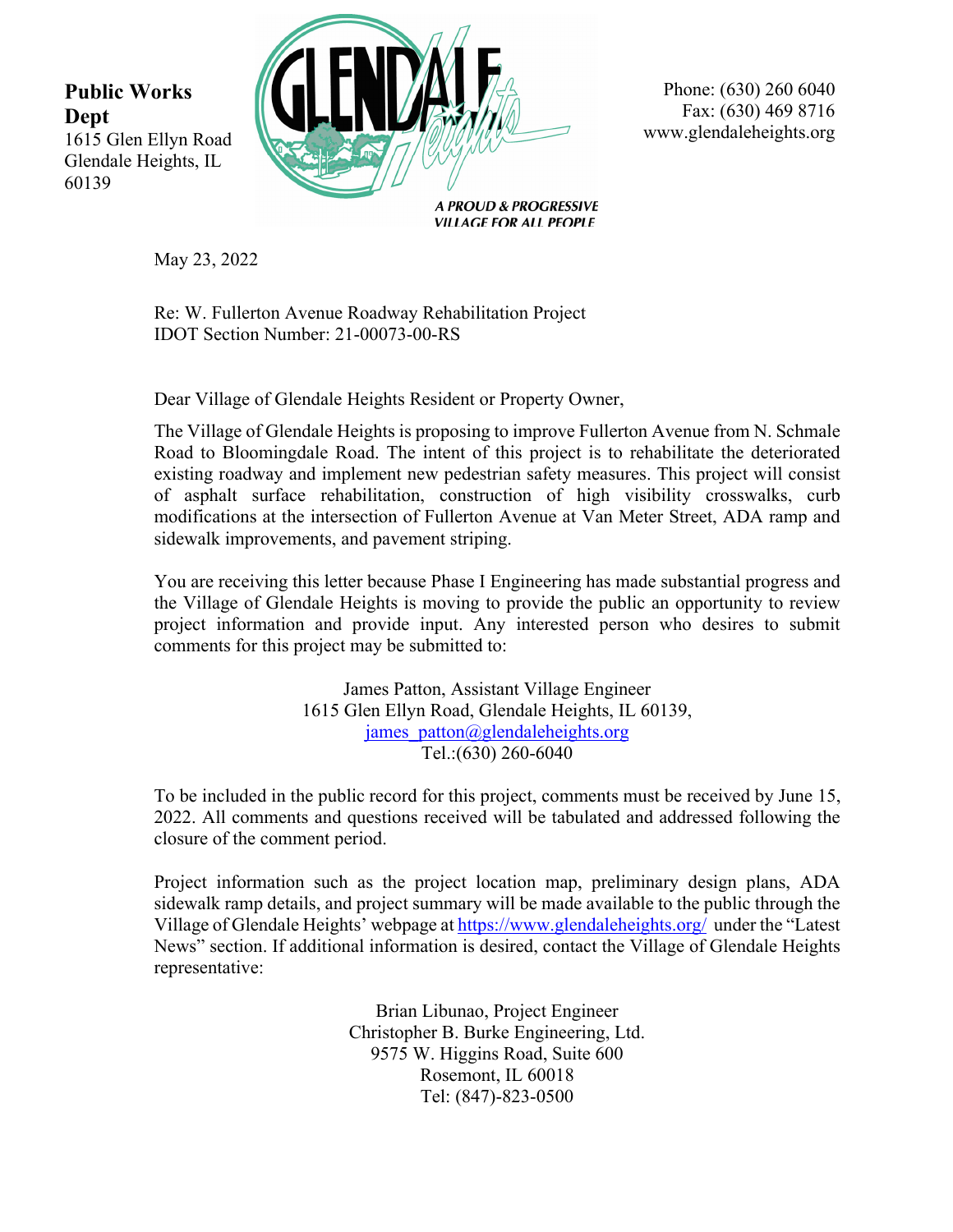**Public Works Dept**
1615 Glen Ellyn Road
Glendale Heights, IL
60139

GLENDALE Heights

*A PROUD & PROGRESSIVE VILLAGE FOR ALL PEOPLE*

Phone: (630) 260 6040
Fax: (630) 469 8716
www.glendaleheights.org

May 23, 2022

Re: W. Fullerton Avenue Roadway Rehabilitation Project
IDOT Section Number: 21-00073-00-RS

Dear Village of Glendale Heights Resident or Property Owner,

The Village of Glendale Heights is proposing to improve Fullerton Avenue from N. Schmale Road to Bloomingdale Road. The intent of this project is to rehabilitate the deteriorated existing roadway and implement new pedestrian safety measures. This project will consist of asphalt surface rehabilitation, construction of high visibility crosswalks, curb modifications at the intersection of Fullerton Avenue at Van Meter Street, ADA ramp and sidewalk improvements, and pavement striping.

You are receiving this letter because Phase I Engineering has made substantial progress and the Village of Glendale Heights is moving to provide the public an opportunity to review project information and provide input. Any interested person who desires to submit comments for this project may be submitted to:

James Patton, Assistant Village Engineer
1615 Glen Ellyn Road, Glendale Heights, IL 60139,
james_patton@glendaleheights.org
Tel.:(630) 260-6040

To be included in the public record for this project, comments must be received by June 15, 2022. All comments and questions received will be tabulated and addressed following the closure of the comment period.

Project information such as the project location map, preliminary design plans, ADA sidewalk ramp details, and project summary will be made available to the public through the Village of Glendale Heights' webpage at https://www.glendaleheights.org/ under the "Latest News" section. If additional information is desired, contact the Village of Glendale Heights representative:

Brian Libunao, Project Engineer
Christopher B. Burke Engineering, Ltd.
9575 W. Higgins Road, Suite 600
Rosemont, IL 60018
Tel: (847)-823-0500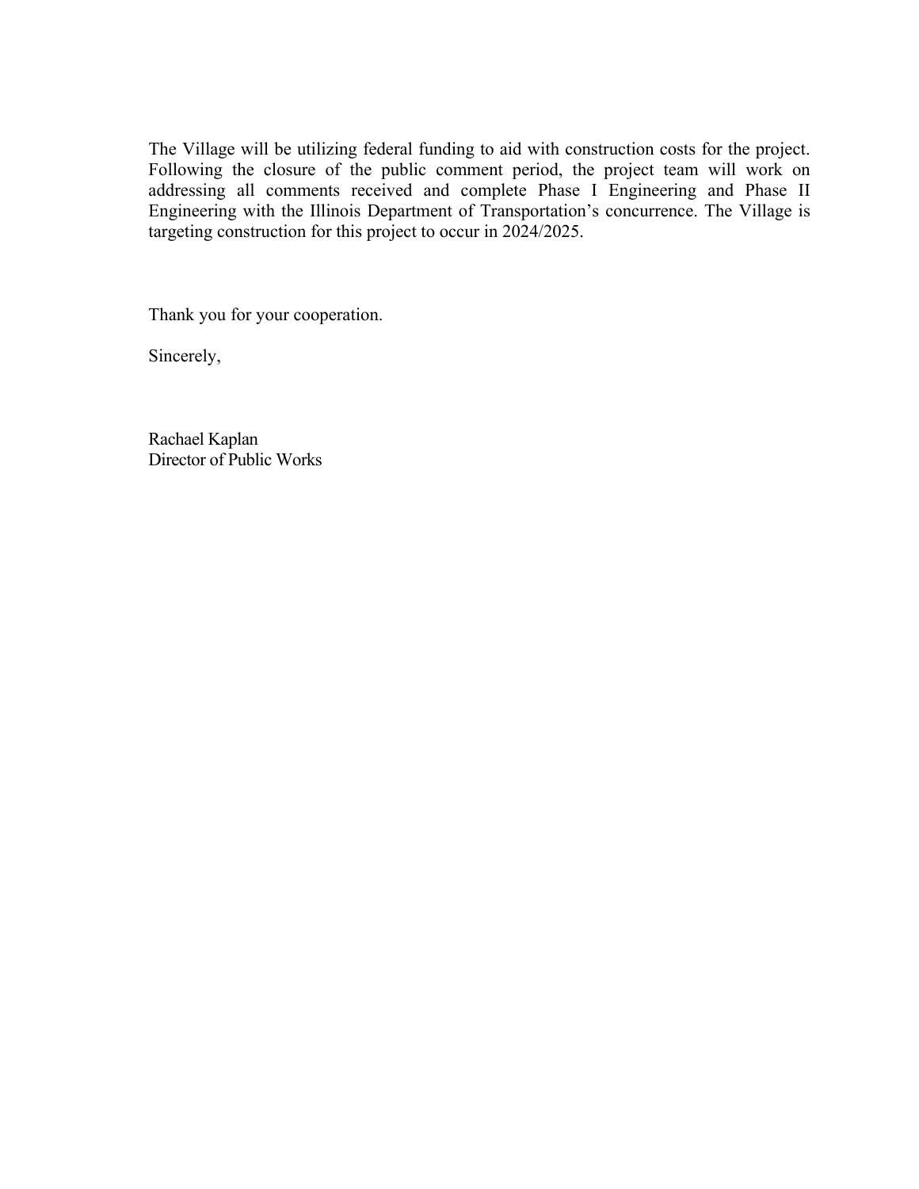The Village will be utilizing federal funding to aid with construction costs for the project. Following the closure of the public comment period, the project team will work on addressing all comments received and complete Phase I Engineering and Phase II Engineering with the Illinois Department of Transportation's concurrence. The Village is targeting construction for this project to occur in 2024/2025.

Thank you for your cooperation.

Sincerely,

Rachael Kaplan
Director of Public Works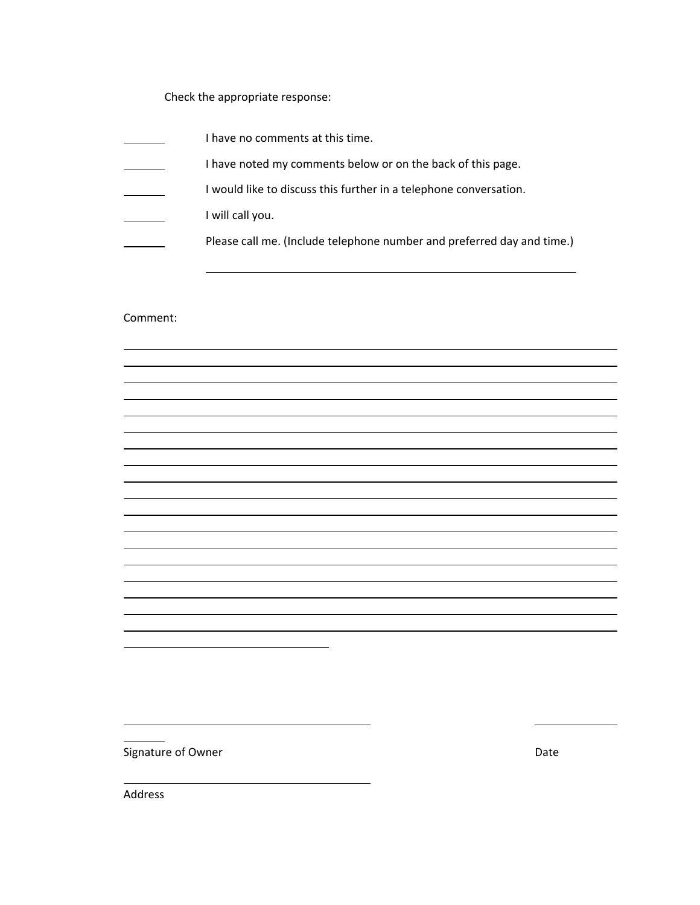Check the appropriate response:

_______ I have no comments at this time.

_______ I have noted my comments below or on the back of this page.

_______ I would like to discuss this further in a telephone conversation.

_______ I will call you.

_______ Please call me. (Include telephone number and preferred day and time.)

_______________________________________________

Comment:

_______________________________________________________________________________

_______________________________________________________________________________

_______________________________________________________________________________

_______________________________________________________________________________

_______________________________________________________________________________

_______________________________________________________________________________

_______________________________________________________________________________

_______________________________________________________________________________

_______________________________________________________________________________

_______________________________________________________________________________

_______________________________________________________________________________

_______________________________________________________________________________

_______________________________________________________________________________

_______________________________________________________________________________

_______________________________________________________________________________

_______________________________________________________________________________

_______________________________________________________________________________

_______________________________________________________________________________

___________________________

_______________________________________ _______________

Signature of Owner Date

_______________________________________

Address